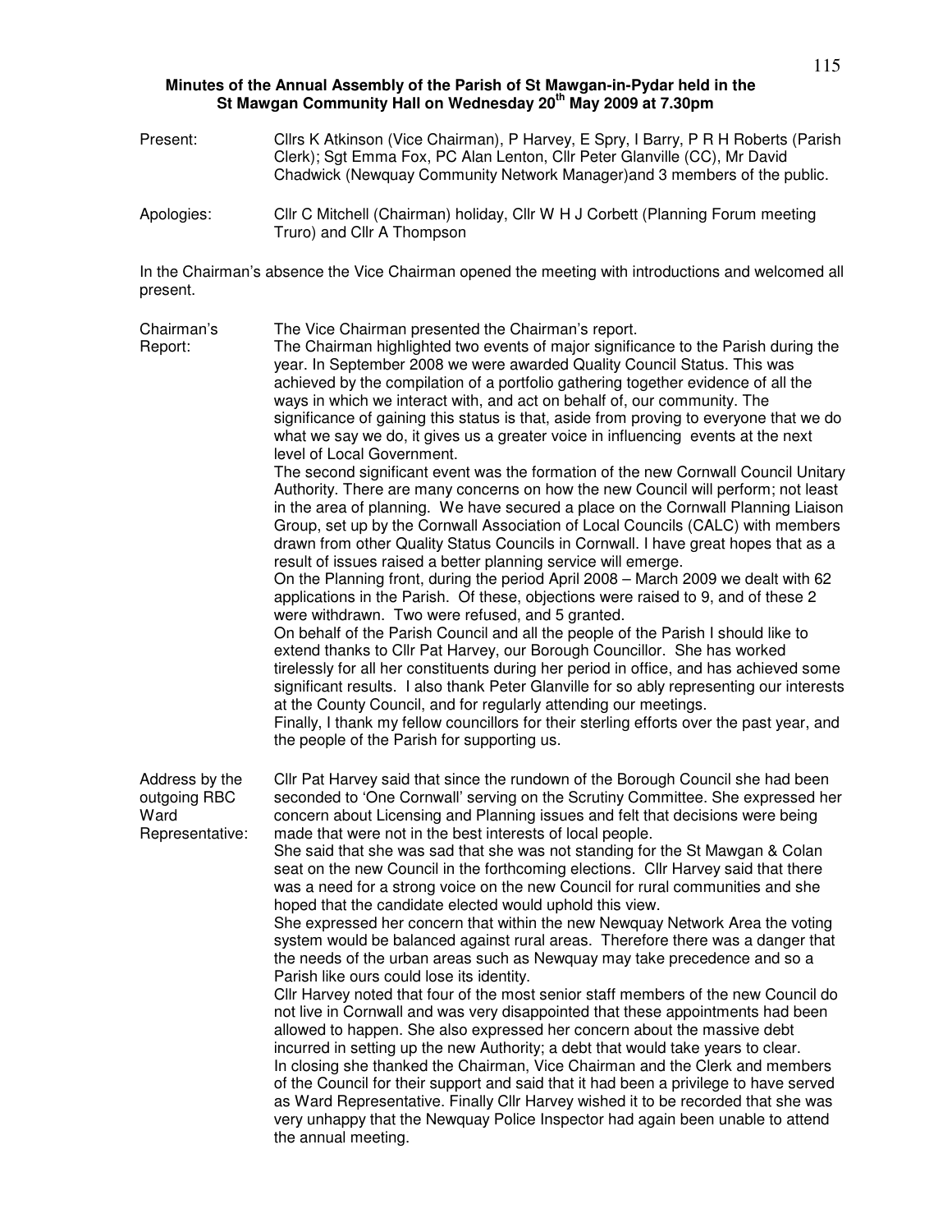**Minutes of the Annual Assembly of the Parish of St Mawgan-in-Pydar held in the St Mawgan Community Hall on Wednesday 20th May 2009 at 7.30pm**

**Present:** Cllrs K Atkinson (Vice Chairman), P Harvey, E Spry, I Barry, P R H Roberts (Parish Clerk); Sgt Emma Fox, PC Alan Lenton, Cllr Peter Glanville (CC), Mr David Chadwick (Newquay Community Network Manager)and 3 members of the public.

**Apologies:** Cllr C Mitchell (Chairman) holiday, Cllr W H J Corbett (Planning Forum meeting Truro) and Cllr A Thompson

In the Chairman's absence the Vice Chairman opened the meeting with introductions and welcomed all present.

**Chairman's Report:**

The Vice Chairman presented the Chairman's report.

The Chairman highlighted two events of major significance to the Parish during the year. In September 2008 we were awarded Quality Council Status. This was achieved by the compilation of a portfolio gathering together evidence of all the ways in which we interact with, and act on behalf of, our community. The significance of gaining this status is that, aside from proving to everyone that we do what we say we do, it gives us a greater voice in influencing events at the next level of Local Government.

The second significant event was the formation of the new Cornwall Council Unitary Authority. There are many concerns on how the new Council will perform; not least in the area of planning. We have secured a place on the Cornwall Planning Liaison Group, set up by the Cornwall Association of Local Councils (CALC) with members drawn from other Quality Status Councils in Cornwall. I have great hopes that as a result of issues raised a better planning service will emerge.

On the Planning front, during the period April 2008 – March 2009 we dealt with 62 applications in the Parish. Of these, objections were raised to 9, and of these 2 were withdrawn. Two were refused, and 5 granted.

On behalf of the Parish Council and all the people of the Parish I should like to extend thanks to Cllr Pat Harvey, our Borough Councillor. She has worked tirelessly for all her constituents during her period in office, and has achieved some significant results. I also thank Peter Glanville for so ably representing our interests at the County Council, and for regularly attending our meetings.

Finally, I thank my fellow councillors for their sterling efforts over the past year, and the people of the Parish for supporting us.

**Address by the outgoing RBC Ward Representative:**

Cllr Pat Harvey said that since the rundown of the Borough Council she had been seconded to 'One Cornwall' serving on the Scrutiny Committee. She expressed her concern about Licensing and Planning issues and felt that decisions were being made that were not in the best interests of local people.

She said that she was sad that she was not standing for the St Mawgan & Colan seat on the new Council in the forthcoming elections. Cllr Harvey said that there was a need for a strong voice on the new Council for rural communities and she hoped that the candidate elected would uphold this view.

She expressed her concern that within the new Newquay Network Area the voting system would be balanced against rural areas. Therefore there was a danger that the needs of the urban areas such as Newquay may take precedence and so a Parish like ours could lose its identity.

Cllr Harvey noted that four of the most senior staff members of the new Council do not live in Cornwall and was very disappointed that these appointments had been allowed to happen. She also expressed her concern about the massive debt incurred in setting up the new Authority; a debt that would take years to clear.

In closing she thanked the Chairman, Vice Chairman and the Clerk and members of the Council for their support and said that it had been a privilege to have served as Ward Representative. Finally Cllr Harvey wished it to be recorded that she was very unhappy that the Newquay Police Inspector had again been unable to attend the annual meeting.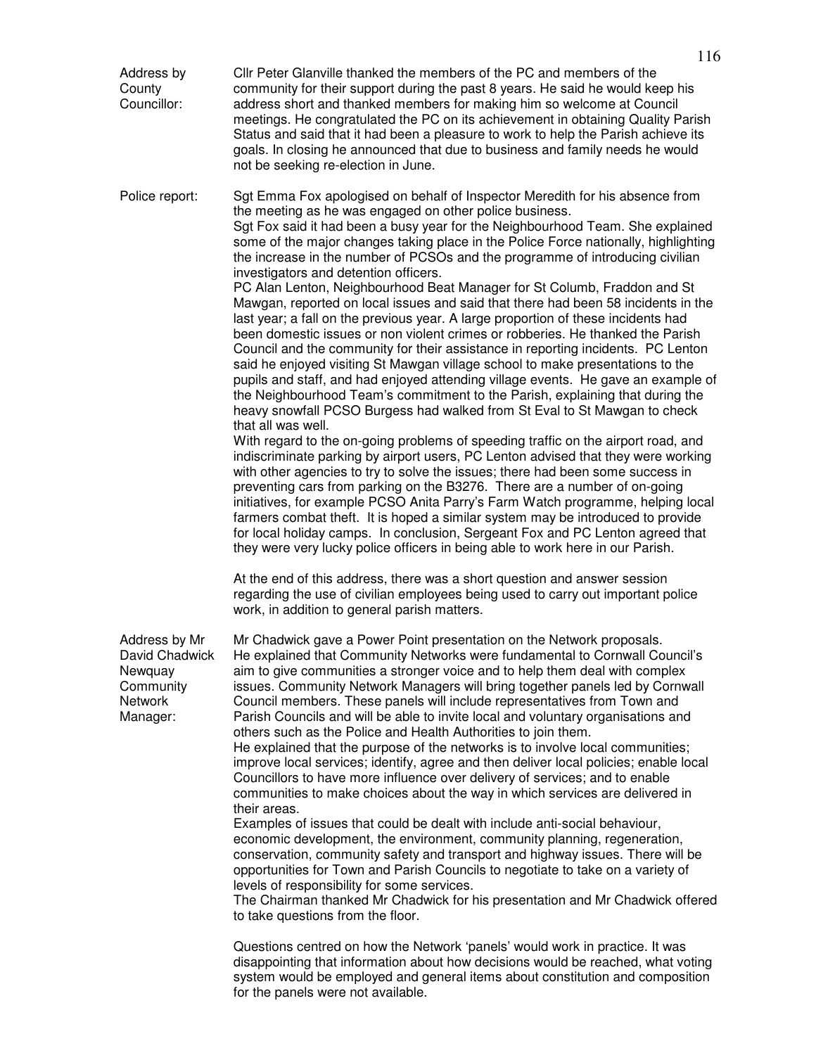**Address by County Councillor:** Cllr Peter Glanville thanked the members of the PC and members of the community for their support during the past 8 years. He said he would keep his address short and thanked members for making him so welcome at Council meetings. He congratulated the PC on its achievement in obtaining Quality Parish Status and said that it had been a pleasure to work to help the Parish achieve its goals. In closing he announced that due to business and family needs he would not be seeking re-election in June.

**Police report:** Sgt Emma Fox apologised on behalf of Inspector Meredith for his absence from the meeting as he was engaged on other police business.

Sgt Fox said it had been a busy year for the Neighbourhood Team. She explained some of the major changes taking place in the Police Force nationally, highlighting the increase in the number of PCSOs and the programme of introducing civilian investigators and detention officers.

PC Alan Lenton, Neighbourhood Beat Manager for St Columb, Fraddon and St Mawgan, reported on local issues and said that there had been 58 incidents in the last year; a fall on the previous year. A large proportion of these incidents had been domestic issues or non violent crimes or robberies. He thanked the Parish Council and the community for their assistance in reporting incidents. PC Lenton said he enjoyed visiting St Mawgan village school to make presentations to the pupils and staff, and had enjoyed attending village events. He gave an example of the Neighbourhood Team's commitment to the Parish, explaining that during the heavy snowfall PCSO Burgess had walked from St Eval to St Mawgan to check that all was well.

With regard to the on-going problems of speeding traffic on the airport road, and indiscriminate parking by airport users, PC Lenton advised that they were working with other agencies to try to solve the issues; there had been some success in preventing cars from parking on the B3276. There are a number of on-going initiatives, for example PCSO Anita Parry's Farm Watch programme, helping local farmers combat theft. It is hoped a similar system may be introduced to provide for local holiday camps. In conclusion, Sergeant Fox and PC Lenton agreed that they were very lucky police officers in being able to work here in our Parish.

At the end of this address, there was a short question and answer session regarding the use of civilian employees being used to carry out important police work, in addition to general parish matters.

**Address by Mr David Chadwick Newquay Community Network Manager:** Mr Chadwick gave a Power Point presentation on the Network proposals.

He explained that Community Networks were fundamental to Cornwall Council's aim to give communities a stronger voice and to help them deal with complex issues. Community Network Managers will bring together panels led by Cornwall Council members. These panels will include representatives from Town and Parish Councils and will be able to invite local and voluntary organisations and others such as the Police and Health Authorities to join them.

He explained that the purpose of the networks is to involve local communities; improve local services; identify, agree and then deliver local policies; enable local Councillors to have more influence over delivery of services; and to enable communities to make choices about the way in which services are delivered in their areas.

Examples of issues that could be dealt with include anti-social behaviour, economic development, the environment, community planning, regeneration, conservation, community safety and transport and highway issues. There will be opportunities for Town and Parish Councils to negotiate to take on a variety of levels of responsibility for some services.

The Chairman thanked Mr Chadwick for his presentation and Mr Chadwick offered to take questions from the floor.

Questions centred on how the Network 'panels' would work in practice. It was disappointing that information about how decisions would be reached, what voting system would be employed and general items about constitution and composition for the panels were not available.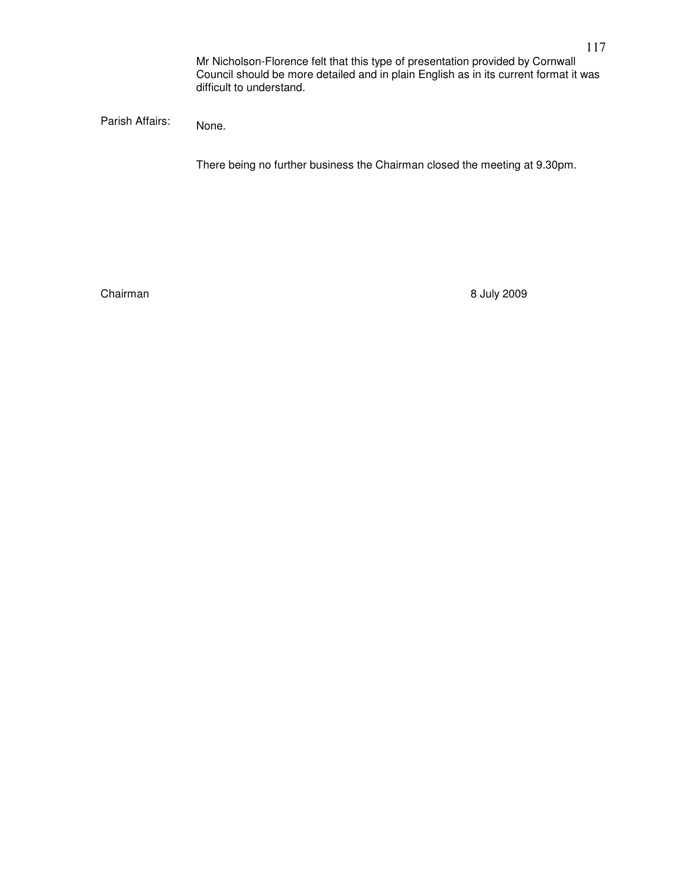Mr Nicholson-Florence felt that this type of presentation provided by Cornwall Council should be more detailed and in plain English as in its current format it was difficult to understand.

Parish Affairs: None.

There being no further business the Chairman closed the meeting at 9.30pm.

Chairman 8 July 2009